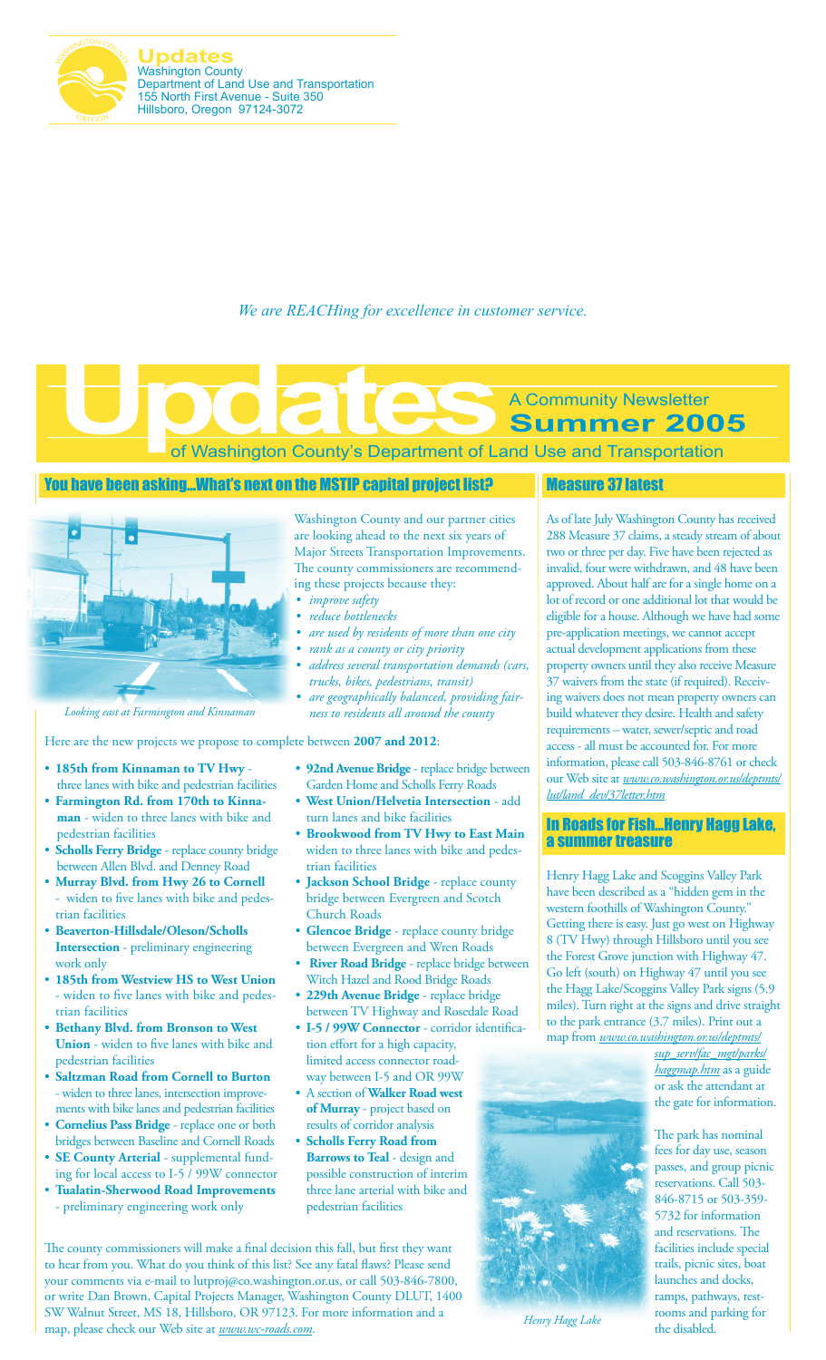**Updates**
Washington County
Department of Land Use and Transportation
155 North First Avenue - Suite 350
Hillsboro, Oregon 97124-3072

*We are REACHing for excellence in customer service.*

# Updates
A Community Newsletter
**Summer 2005**
of Washington County's Department of Land Use and Transportation

## You have been asking...What's next on the MSTIP capital project list?

Washington County and our partner cities are looking ahead to the next six years of Major Streets Transportation Improvements. The county commissioners are recommending these projects because they:

- *improve safety*
- *reduce bottlenecks*
- *are used by residents of more than one city*
- *rank as a county or city priority*
- *address several transportation demands (cars, trucks, bikes, pedestrians, transit)*
- *are geographically balanced, providing fairness to residents all around the county*

*Looking east at Farmington and Kinnaman*

Here are the new projects we propose to complete between **2007 and 2012**:

- **185th from Kinnaman to TV Hwy** - three lanes with bike and pedestrian facilities
- **Farmington Rd. from 170th to Kinnaman** - widen to three lanes with bike and pedestrian facilities
- **Scholls Ferry Bridge** - replace county bridge between Allen Blvd. and Denney Road
- **Murray Blvd. from Hwy 26 to Cornell** - widen to five lanes with bike and pedestrian facilities
- **Beaverton-Hillsdale/Oleson/Scholls Intersection** - preliminary engineering work only
- **185th from Westview HS to West Union** - widen to five lanes with bike and pedestrian facilities
- **Bethany Blvd. from Bronson to West Union** - widen to five lanes with bike and pedestrian facilities
- **Saltzman Road from Cornell to Burton** - widen to three lanes, intersection improvements with bike lanes and pedestrian facilities
- **Cornelius Pass Bridge** - replace one or both bridges between Baseline and Cornell Roads
- **SE County Arterial** - supplemental funding for local access to I-5 / 99W connector
- **Tualatin-Sherwood Road Improvements** - preliminary engineering work only
- **92nd Avenue Bridge** - replace bridge between Garden Home and Scholls Ferry Roads
- **West Union/Helvetia Intersection** - add turn lanes and bike facilities
- **Brookwood from TV Hwy to East Main** widen to three lanes with bike and pedestrian facilities
- **Jackson School Bridge** - replace county bridge between Evergreen and Scotch Church Roads
- **Glencoe Bridge** - replace county bridge between Evergreen and Wren Roads
- **River Road Bridge** - replace bridge between Witch Hazel and Rood Bridge Roads
- **229th Avenue Bridge** - replace bridge between TV Highway and Rosedale Road
- **I-5 / 99W Connector** - corridor identification effort for a high capacity, limited access connector roadway between I-5 and OR 99W
- A section of **Walker Road west of Murray** - project based on results of corridor analysis
- **Scholls Ferry Road from Barrows to Teal** - design and possible construction of interim three lane arterial with bike and pedestrian facilities

The county commissioners will make a final decision this fall, but first they want to hear from you. What do you think of this list? See any fatal flaws? Please send your comments via e-mail to lutproj@co.washington.or.us, or call 503-846-7800, or write Dan Brown, Capital Projects Manager, Washington County DLUT, 1400 SW Walnut Street, MS 18, Hillsboro, OR 97123. For more information and a map, please check our Web site at *www.wc-roads.com*.

## Measure 37 latest

As of late July Washington County has received 288 Measure 37 claims, a steady stream of about two or three per day. Five have been rejected as invalid, four were withdrawn, and 48 have been approved. About half are for a single home on a lot of record or one additional lot that would be eligible for a house. Although we have had some pre-application meetings, we cannot accept actual development applications from these property owners until they also receive Measure 37 waivers from the state (if required). Receiving waivers does not mean property owners can build whatever they desire. Health and safety requirements – water, sewer/septic and road access - all must be accounted for. For more information, please call 503-846-8761 or check our Web site at *www.co.washington.or.us/deptmts/lut/land_dev/37letter.htm*

## In Roads for Fish...Henry Hagg Lake, a summer treasure

Henry Hagg Lake and Scoggins Valley Park have been described as a "hidden gem in the western foothills of Washington County." Getting there is easy. Just go west on Highway 8 (TV Hwy) through Hillsboro until you see the Forest Grove junction with Highway 47. Go left (south) on Highway 47 until you see the Hagg Lake/Scoggins Valley Park signs (5.9 miles). Turn right at the signs and drive straight to the park entrance (3.7 miles). Print out a map from *www.co.washington.or.us/deptmts/sup_serv/fac_mgt/parks/haggmap.htm* as a guide or ask the attendant at the gate for information.

The park has nominal fees for day use, season passes, and group picnic reservations. Call 503-846-8715 or 503-359-5732 for information and reservations. The facilities include special trails, picnic sites, boat launches and docks, ramps, pathways, restrooms and parking for the disabled.

*Henry Hagg Lake*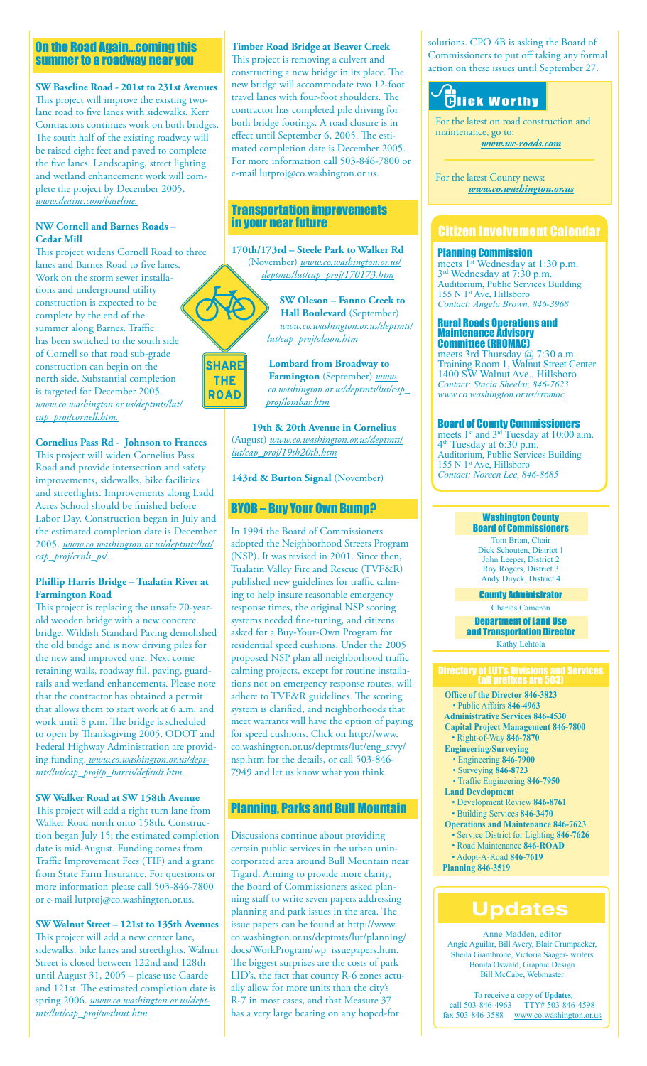## On the Road Again...coming this summer to a roadway near you

**SW Baseline Road - 201st to 231st Avenues**
This project will improve the existing two-lane road to five lanes with sidewalks. Kerr Contractors continues work on both bridges. The south half of the existing roadway will be raised eight feet and paved to complete the five lanes. Landscaping, street lighting and wetland enhancement work will complete the project by December 2005. *www.deainc.com/baseline.*

**NW Cornell and Barnes Roads – Cedar Mill**
This project widens Cornell Road to three lanes and Barnes Road to five lanes. Work on the storm sewer installations and underground utility construction is expected to be complete by the end of the summer along Barnes. Traffic has been switched to the south side of Cornell so that road sub-grade construction can begin on the north side. Substantial completion is targeted for December 2005. *www.co.washington.or.us/deptmts/lut/cap_proj/cornell.htm.*

**Cornelius Pass Rd - Johnson to Frances**
This project will widen Cornelius Pass Road and provide intersection and safety improvements, sidewalks, bike facilities and streetlights. Improvements along Ladd Acres School should be finished before Labor Day. Construction began in July and the estimated completion date is December 2005. *www.co.washington.or.us/deptmts/lut/cap_proj/crnls_ps/.*

**Phillip Harris Bridge – Tualatin River at Farmington Road**
This project is replacing the unsafe 70-year-old wooden bridge with a new concrete bridge. Wildish Standard Paving demolished the old bridge and is now driving piles for the new and improved one. Next come retaining walls, roadway fill, paving, guardrails and wetland enhancements. Please note that the contractor has obtained a permit that allows them to start work at 6 a.m. and work until 8 p.m. The bridge is scheduled to open by Thanksgiving 2005. ODOT and Federal Highway Administration are providing funding. *www.co.washington.or.us/deptmts/lut/cap_proj/p_harris/default.htm.*

**SW Walker Road at SW 158th Avenue**
This project will add a right turn lane from Walker Road north onto 158th. Construction began July 15; the estimated completion date is mid-August. Funding comes from Traffic Improvement Fees (TIF) and a grant from State Farm Insurance. For questions or more information please call 503-846-7800 or e-mail lutproj@co.washington.or.us.

**SW Walnut Street – 121st to 135th Avenues**
This project will add a new center lane, sidewalks, bike lanes and streetlights. Walnut Street is closed between 122nd and 128th until August 31, 2005 – please use Gaarde and 121st. The estimated completion date is spring 2006. *www.co.washington.or.us/deptmts/lut/cap_proj/walnut.htm.*

**Timber Road Bridge at Beaver Creek**
This project is removing a culvert and constructing a new bridge in its place. The new bridge will accommodate two 12-foot travel lanes with four-foot shoulders. The contractor has completed pile driving for both bridge footings. A road closure is in effect until September 6, 2005. The estimated completion date is December 2005. For more information call 503-846-7800 or e-mail lutproj@co.washington.or.us.

## Transportation improvements in your near future

**170th/173rd – Steele Park to Walker Rd** (November) *www.co.washington.or.us/deptmts/lut/cap_proj/170173.htm*

**SW Oleson – Fanno Creek to Hall Boulevard** (September) *www.co.washington.or.us/deptmts/lut/cap_proj/oleson.htm*

**Lombard from Broadway to Farmington** (September) *www.co.washington.or.us/deptmts/lut/cap_proj/lombar.htm*

SHARE THE ROAD

**19th & 20th Avenue in Cornelius** (August) *www.co.washington.or.us/deptmts/lut/cap_proj/19th20th.htm*

**143rd & Burton Signal** (November)

## BYOB – Buy Your Own Bump?

In 1994 the Board of Commissioners adopted the Neighborhood Streets Program (NSP). It was revised in 2001. Since then, Tualatin Valley Fire and Rescue (TVF&R) published new guidelines for traffic calming to help insure reasonable emergency response times, the original NSP scoring systems needed fine-tuning, and citizens asked for a Buy-Your-Own Program for residential speed cushions. Under the 2005 proposed NSP plan all neighborhood traffic calming projects, except for routine installations not on emergency response routes, will adhere to TVF&R guidelines. The scoring system is clarified, and neighborhoods that meet warrants will have the option of paying for speed cushions. Click on http://www.co.washington.or.us/deptmts/lut/eng_srvy/nsp.htm for the details, or call 503-846-7949 and let us know what you think.

## Planning, Parks and Bull Mountain

Discussions continue about providing certain public services in the urban unincorporated area around Bull Mountain near Tigard. Aiming to provide more clarity, the Board of Commissioners asked planning staff to write seven papers addressing planning and park issues in the area. The issue papers can be found at http://www.co.washington.or.us/deptmts/lut/planning/docs/WorkProgram/wp_issuepapers.htm. The biggest surprises are the costs of park LID's, the fact that county R-6 zones actually allow for more units than the city's R-7 in most cases, and that Measure 37 has a very large bearing on any hoped-for solutions. CPO 4B is asking the Board of Commissioners to put off taking any formal action on these issues until September 27.

## Click Worthy

For the latest on road construction and maintenance, go to:
*www.wc-roads.com*

For the latest County news:
*www.co.washington.or.us*

## Citizen Involvement Calendar

### Planning Commission
meets 1st Wednesday at 1:30 p.m.
3rd Wednesday at 7:30 p.m.
Auditorium, Public Services Building
155 N 1st Ave, Hillsboro
*Contact: Angela Brown, 846-3968*

### Rural Roads Operations and Maintenance Advisory Committee (RROMAC)
meets 3rd Thursday @ 7:30 a.m.
Training Room 1, Walnut Street Center
1400 SW Walnut Ave., Hillsboro
*Contact: Stacia Sheelar, 846-7623*
*www.co.washington.or.us/rromac*

### Board of County Commissioners
meets 1st and 3rd Tuesday at 10:00 a.m.
4th Tuesday at 6:30 p.m.
Auditorium, Public Services Building
155 N 1st Ave, Hillsboro
*Contact: Noreen Lee, 846-8685*

### Washington County Board of Commissioners
Tom Brian, Chair
Dick Schouten, District 1
John Leeper, District 2
Roy Rogers, District 3
Andy Duyck, District 4

### County Administrator
Charles Cameron

### Department of Land Use and Transportation Director
Kathy Lehtola

### Directory of LUT's Divisions and Services (all prefixes are 503)

- **Office of the Director 846-3823**
  - Public Affairs **846-4963**
- **Administrative Services 846-4530**
- **Capital Project Management 846-7800**
  - Right-of-Way **846-7870**
- **Engineering/Surveying**
  - Engineering **846-7900**
  - Surveying **846-8723**
  - Traffic Engineering **846-7950**
- **Land Development**
  - Development Review **846-8761**
  - Building Services **846-3470**
- **Operations and Maintenance 846-7623**
  - Service District for Lighting **846-7626**
  - Road Maintenance **846-ROAD**
  - Adopt-A-Road **846-7619**
- **Planning 846-3519**

## Updates

Anne Madden, editor
Angie Aguilar, Bill Avery, Blair Crumpacker, Sheila Giambrone, Victoria Saager- writers
Bonita Oswald, Graphic Design
Bill McCabe, Webmaster

To receive a copy of **Updates**,
call 503-846-4963 TTY# 503-846-4598
fax 503-846-3588 www.co.washington.or.us